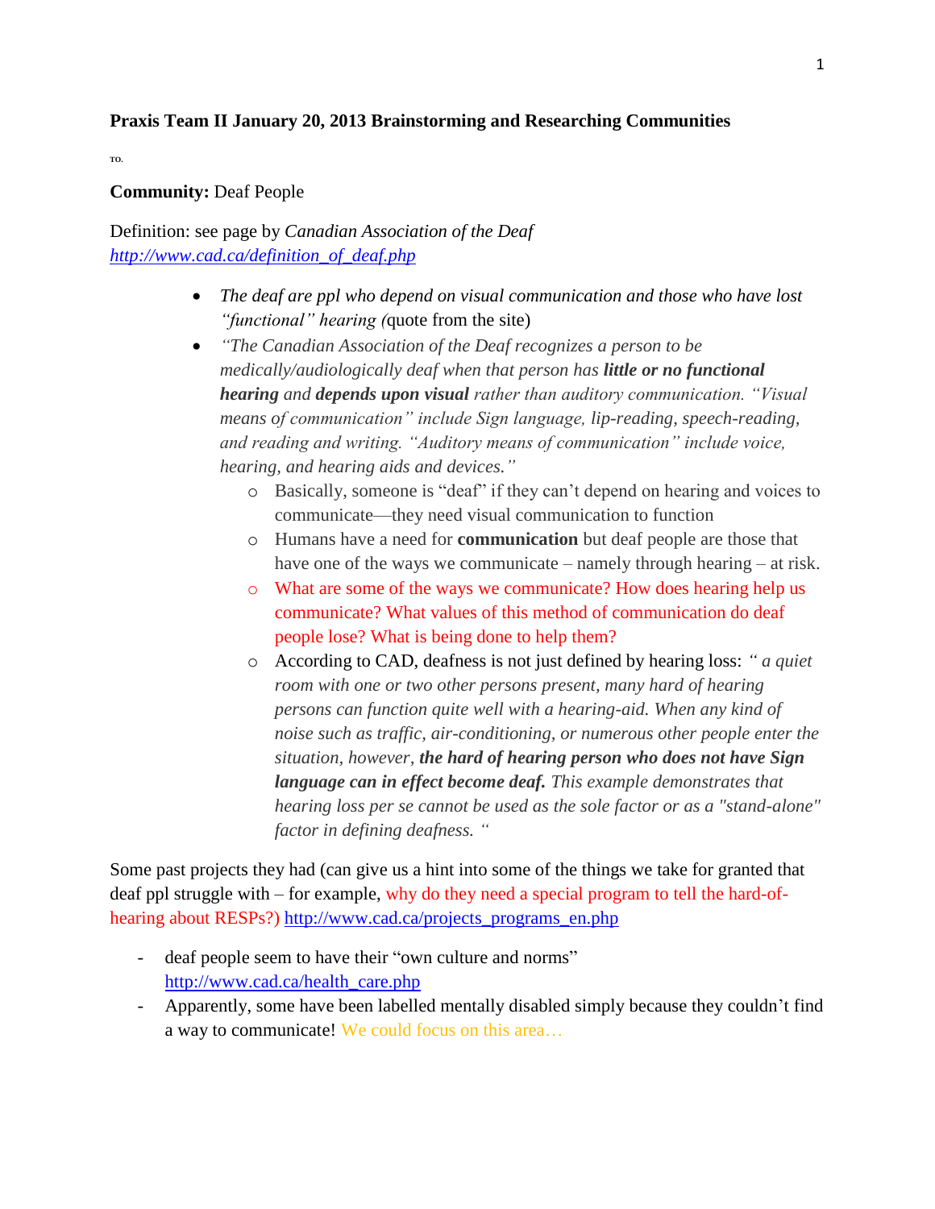**Praxis Team II January 20, 2013 Brainstorming and Researching Communities**

TO.

**Community:** Deaf People

Definition: see page by *Canadian Association of the Deaf* *http://www.cad.ca/definition_of_deaf.php*

- *The deaf are ppl who depend on visual communication and those who have lost "functional" hearing (*quote from the site)
- *"The Canadian Association of the Deaf recognizes a person to be medically/audiologically deaf when that person has* ***little or no functional hearing*** *and* ***depends upon visual*** *rather than auditory communication. "Visual means of communication" include Sign language, lip-reading, speech-reading, and reading and writing. "Auditory means of communication" include voice, hearing, and hearing aids and devices."*
    - Basically, someone is "deaf" if they can't depend on hearing and voices to communicate—they need visual communication to function
    - Humans have a need for **communication** but deaf people are those that have one of the ways we communicate – namely through hearing – at risk.
    - What are some of the ways we communicate? How does hearing help us communicate? What values of this method of communication do deaf people lose? What is being done to help them?
    - According to CAD, deafness is not just defined by hearing loss: *" a quiet room with one or two other persons present, many hard of hearing persons can function quite well with a hearing-aid. When any kind of noise such as traffic, air-conditioning, or numerous other people enter the situation, however,* ***the hard of hearing person who does not have Sign language can in effect become deaf.*** *This example demonstrates that hearing loss per se cannot be used as the sole factor or as a "stand-alone" factor in defining deafness. "*

Some past projects they had (can give us a hint into some of the things we take for granted that deaf ppl struggle with – for example, why do they need a special program to tell the hard-of-hearing about RESPs?) http://www.cad.ca/projects_programs_en.php

- deaf people seem to have their "own culture and norms" http://www.cad.ca/health_care.php
- Apparently, some have been labelled mentally disabled simply because they couldn't find a way to communicate! We could focus on this area…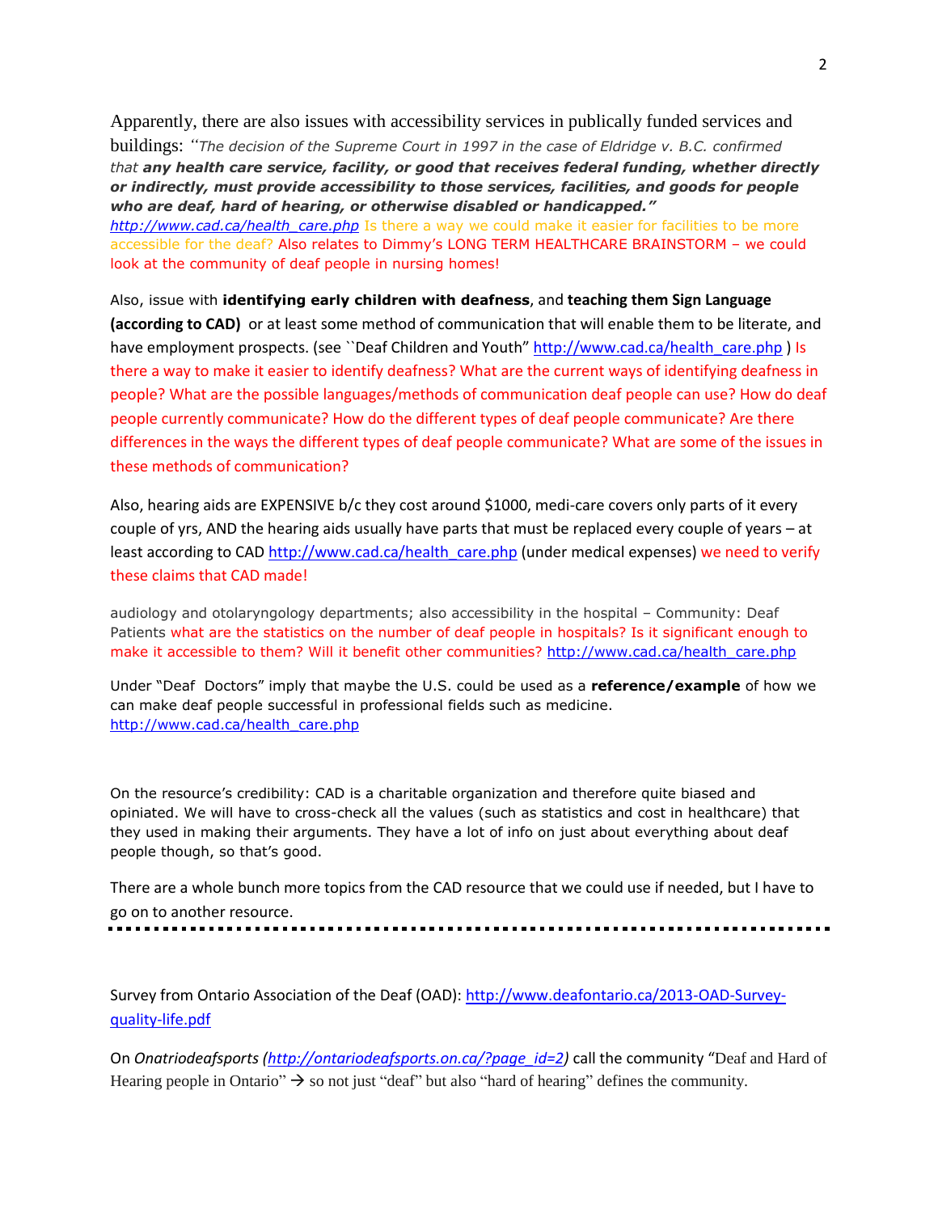Apparently, there are also issues with accessibility services in publically funded services and buildings: *"The decision of the Supreme Court in 1997 in the case of Eldridge v. B.C. confirmed that **any health care service, facility, or good that receives federal funding, whether directly or indirectly, must provide accessibility to those services, facilities, and goods for people who are deaf, hard of hearing, or otherwise disabled or handicapped."***
*http://www.cad.ca/health_care.php* Is there a way we could make it easier for facilities to be more accessible for the deaf? Also relates to Dimmy's LONG TERM HEALTHCARE BRAINSTORM – we could look at the community of deaf people in nursing homes!

Also, issue with **identifying early children with deafness**, and **teaching them Sign Language (according to CAD)** or at least some method of communication that will enable them to be literate, and have employment prospects. (see ``Deaf Children and Youth" http://www.cad.ca/health_care.php ) Is there a way to make it easier to identify deafness? What are the current ways of identifying deafness in people? What are the possible languages/methods of communication deaf people can use? How do deaf people currently communicate? How do the different types of deaf people communicate? Are there differences in the ways the different types of deaf people communicate? What are some of the issues in these methods of communication?

Also, hearing aids are EXPENSIVE b/c they cost around $1000, medi-care covers only parts of it every couple of yrs, AND the hearing aids usually have parts that must be replaced every couple of years – at least according to CAD http://www.cad.ca/health_care.php (under medical expenses) we need to verify these claims that CAD made!

audiology and otolaryngology departments; also accessibility in the hospital – Community: Deaf Patients what are the statistics on the number of deaf people in hospitals? Is it significant enough to make it accessible to them? Will it benefit other communities? http://www.cad.ca/health_care.php

Under "Deaf Doctors" imply that maybe the U.S. could be used as a **reference/example** of how we can make deaf people successful in professional fields such as medicine.
http://www.cad.ca/health_care.php

On the resource's credibility: CAD is a charitable organization and therefore quite biased and opiniated. We will have to cross-check all the values (such as statistics and cost in healthcare) that they used in making their arguments. They have a lot of info on just about everything about deaf people though, so that's good.

There are a whole bunch more topics from the CAD resource that we could use if needed, but I have to go on to another resource.

---

Survey from Ontario Association of the Deaf (OAD): http://www.deafontario.ca/2013-OAD-Survey-quality-life.pdf

On *Onatriodeafsports (http://ontariodeafsports.on.ca/?page_id=2)* call the community "Deaf and Hard of Hearing people in Ontario" → so not just "deaf" but also "hard of hearing" defines the community.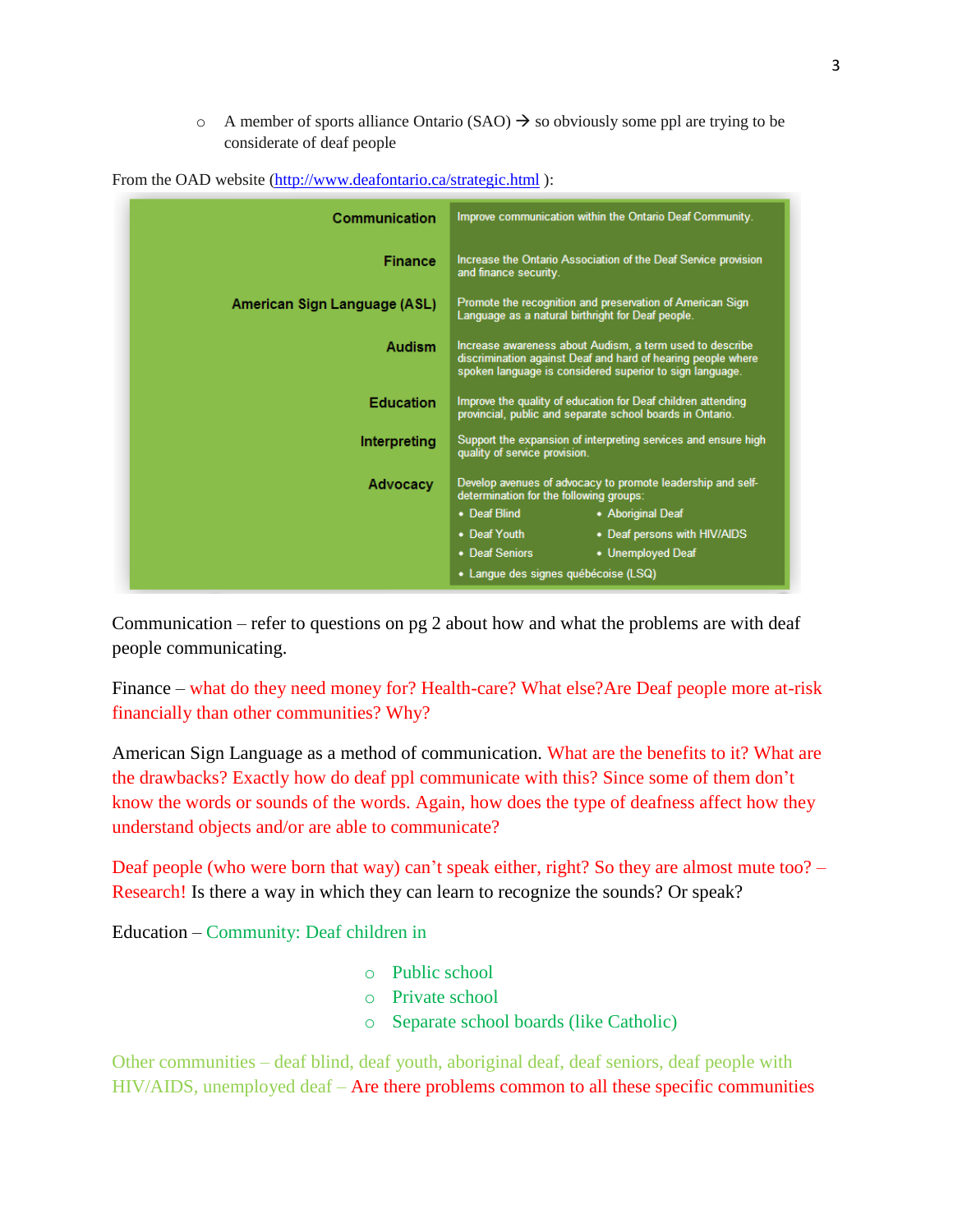- A member of sports alliance Ontario (SAO) → so obviously some ppl are trying to be considerate of deaf people

From the OAD website (http://www.deafontario.ca/strategic.html ):

| | |
|---|---|
| **Communication** | Improve communication within the Ontario Deaf Community. |
| **Finance** | Increase the Ontario Association of the Deaf Service provision and finance security. |
| **American Sign Language (ASL)** | Promote the recognition and preservation of American Sign Language as a natural birthright for Deaf people. |
| **Audism** | Increase awareness about Audism, a term used to describe discrimination against Deaf and hard of hearing people where spoken language is considered superior to sign language. |
| **Education** | Improve the quality of education for Deaf children attending provincial, public and separate school boards in Ontario. |
| **Interpreting** | Support the expansion of interpreting services and ensure high quality of service provision. |
| **Advocacy** | Develop avenues of advocacy to promote leadership and self-determination for the following groups: • Deaf Blind • Aboriginal Deaf • Deaf Youth • Deaf persons with HIV/AIDS • Deaf Seniors • Unemployed Deaf • Langue des signes québécoise (LSQ) |

Communication – refer to questions on pg 2 about how and what the problems are with deaf people communicating.

Finance – what do they need money for? Health-care? What else?Are Deaf people more at-risk financially than other communities? Why?

American Sign Language as a method of communication. What are the benefits to it? What are the drawbacks? Exactly how do deaf ppl communicate with this? Since some of them don't know the words or sounds of the words. Again, how does the type of deafness affect how they understand objects and/or are able to communicate?

Deaf people (who were born that way) can't speak either, right? So they are almost mute too? – Research! Is there a way in which they can learn to recognize the sounds? Or speak?

Education – Community: Deaf children in

- Public school
- Private school
- Separate school boards (like Catholic)

Other communities – deaf blind, deaf youth, aboriginal deaf, deaf seniors, deaf people with HIV/AIDS, unemployed deaf – Are there problems common to all these specific communities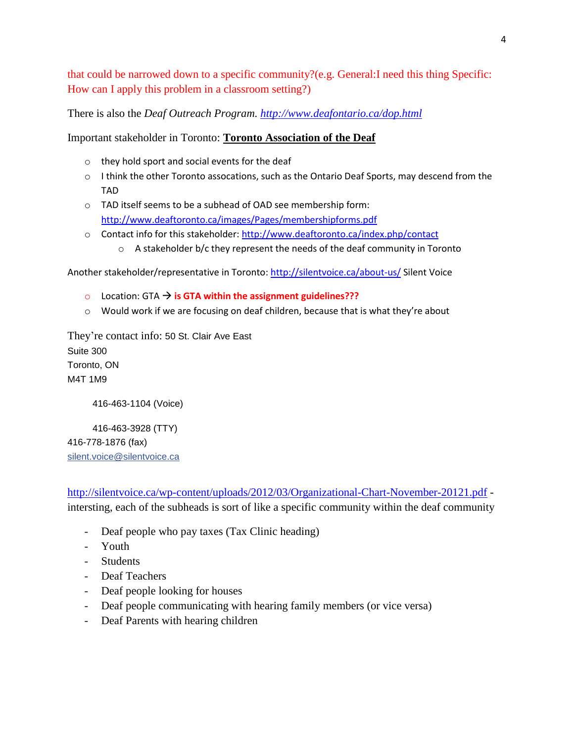that could be narrowed down to a specific community?(e.g. General:I need this thing Specific: How can I apply this problem in a classroom setting?)

There is also the *Deaf Outreach Program.* *http://www.deafontario.ca/dop.html*

Important stakeholder in Toronto: **Toronto Association of the Deaf**

- they hold sport and social events for the deaf
- I think the other Toronto assocations, such as the Ontario Deaf Sports, may descend from the TAD
- TAD itself seems to be a subhead of OAD see membership form: http://www.deaftoronto.ca/images/Pages/membershipforms.pdf
- Contact info for this stakeholder: http://www.deaftoronto.ca/index.php/contact
    - A stakeholder b/c they represent the needs of the deaf community in Toronto

Another stakeholder/representative in Toronto: http://silentvoice.ca/about-us/ Silent Voice

- Location: GTA → **is GTA within the assignment guidelines???**
- Would work if we are focusing on deaf children, because that is what they're about

They're contact info: 50 St. Clair Ave East
Suite 300
Toronto, ON
M4T 1M9

416-463-1104 (Voice)

416-463-3928 (TTY)
416-778-1876 (fax)
silent.voice@silentvoice.ca

http://silentvoice.ca/wp-content/uploads/2012/03/Organizational-Chart-November-20121.pdf - intersting, each of the subheads is sort of like a specific community within the deaf community

- Deaf people who pay taxes (Tax Clinic heading)
- Youth
- Students
- Deaf Teachers
- Deaf people looking for houses
- Deaf people communicating with hearing family members (or vice versa)
- Deaf Parents with hearing children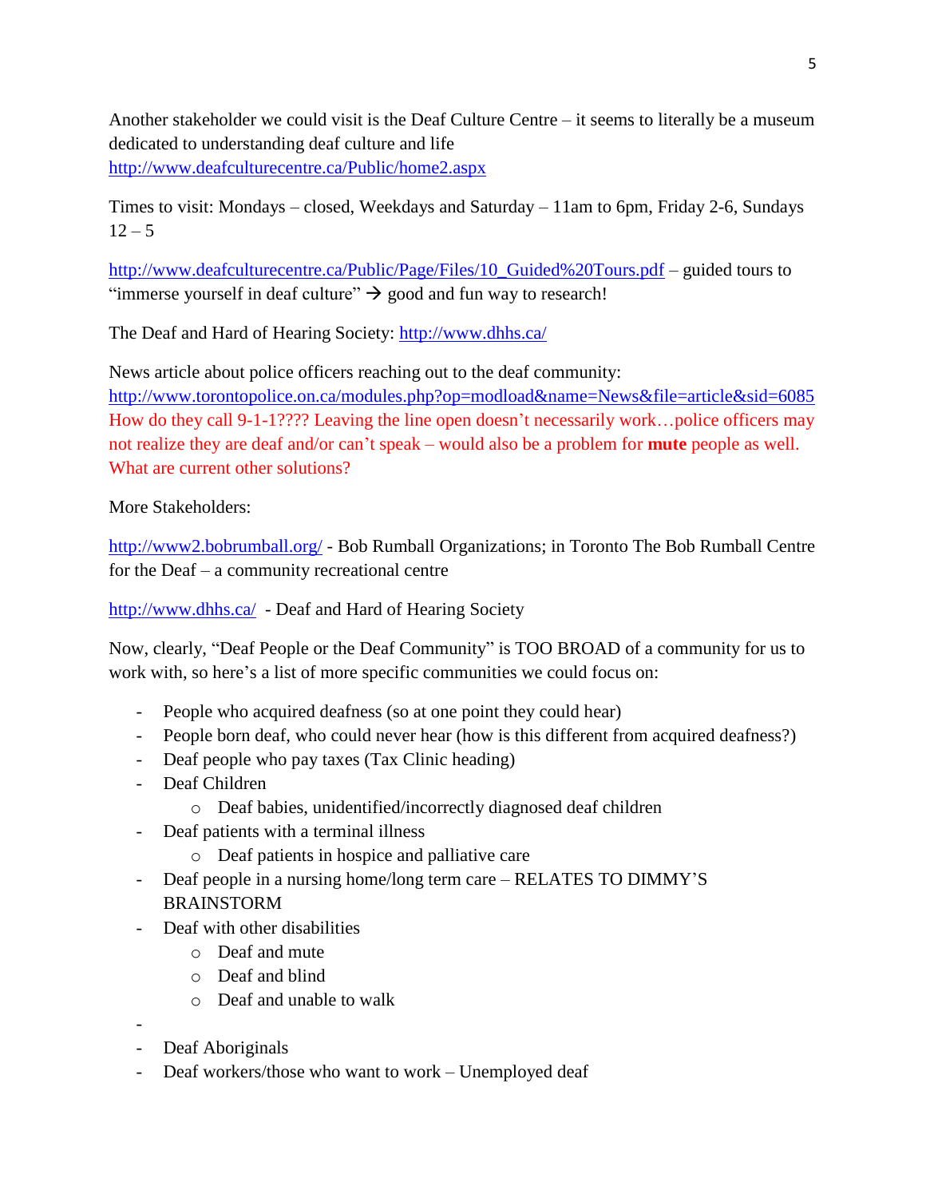Another stakeholder we could visit is the Deaf Culture Centre – it seems to literally be a museum dedicated to understanding deaf culture and life
http://www.deafculturecentre.ca/Public/home2.aspx

Times to visit: Mondays – closed, Weekdays and Saturday – 11am to 6pm, Friday 2-6, Sundays 12 – 5

http://www.deafculturecentre.ca/Public/Page/Files/10_Guided%20Tours.pdf – guided tours to "immerse yourself in deaf culture" → good and fun way to research!

The Deaf and Hard of Hearing Society: http://www.dhhs.ca/

News article about police officers reaching out to the deaf community:
http://www.torontopolice.on.ca/modules.php?op=modload&name=News&file=article&sid=6085
How do they call 9-1-1???? Leaving the line open doesn't necessarily work…police officers may not realize they are deaf and/or can't speak – would also be a problem for **mute** people as well. What are current other solutions?

More Stakeholders:

http://www2.bobrumball.org/ - Bob Rumball Organizations; in Toronto The Bob Rumball Centre for the Deaf – a community recreational centre

http://www.dhhs.ca/ - Deaf and Hard of Hearing Society

Now, clearly, "Deaf People or the Deaf Community" is TOO BROAD of a community for us to work with, so here's a list of more specific communities we could focus on:

- People who acquired deafness (so at one point they could hear)
- People born deaf, who could never hear (how is this different from acquired deafness?)
- Deaf people who pay taxes (Tax Clinic heading)
- Deaf Children
  - Deaf babies, unidentified/incorrectly diagnosed deaf children
- Deaf patients with a terminal illness
  - Deaf patients in hospice and palliative care
- Deaf people in a nursing home/long term care – RELATES TO DIMMY'S BRAINSTORM
- Deaf with other disabilities
  - Deaf and mute
  - Deaf and blind
  - Deaf and unable to walk
- 
- Deaf Aboriginals
- Deaf workers/those who want to work – Unemployed deaf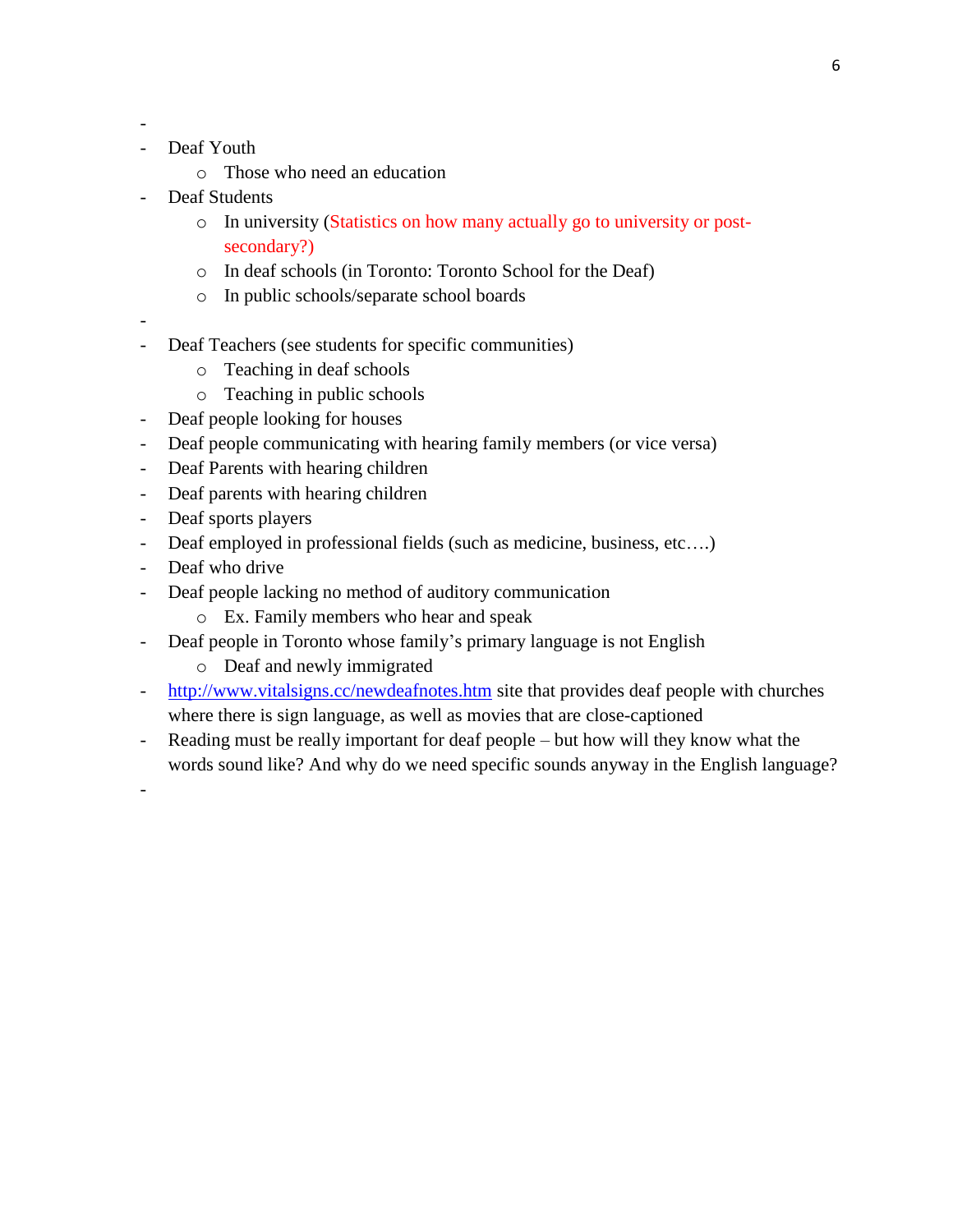-
- Deaf Youth
    - Those who need an education
- Deaf Students
    - In university (Statistics on how many actually go to university or post-secondary?)
    - In deaf schools (in Toronto: Toronto School for the Deaf)
    - In public schools/separate school boards
-
- Deaf Teachers (see students for specific communities)
    - Teaching in deaf schools
    - Teaching in public schools
- Deaf people looking for houses
- Deaf people communicating with hearing family members (or vice versa)
- Deaf Parents with hearing children
- Deaf parents with hearing children
- Deaf sports players
- Deaf employed in professional fields (such as medicine, business, etc….)
- Deaf who drive
- Deaf people lacking no method of auditory communication
    - Ex. Family members who hear and speak
- Deaf people in Toronto whose family's primary language is not English
    - Deaf and newly immigrated
- [http://www.vitalsigns.cc/newdeafnotes.htm](http://www.vitalsigns.cc/newdeafnotes.htm) site that provides deaf people with churches where there is sign language, as well as movies that are close-captioned
- Reading must be really important for deaf people – but how will they know what the words sound like? And why do we need specific sounds anyway in the English language?
-